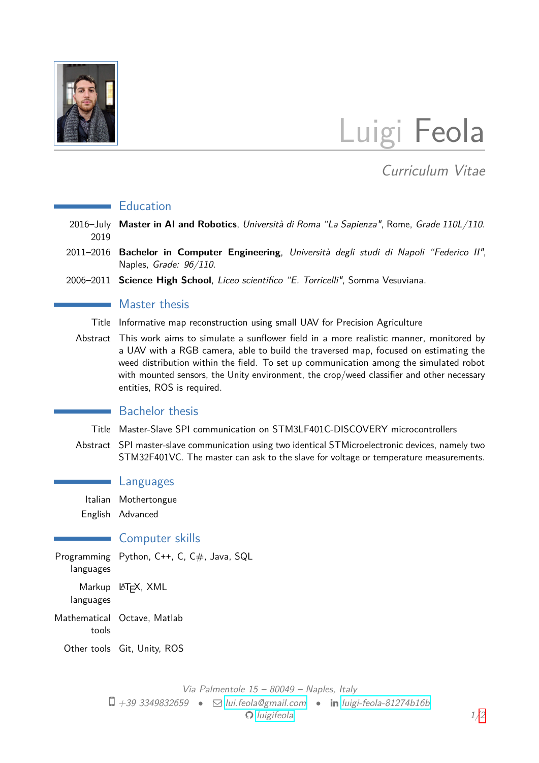# Luigi Feola

*Curriculum Vitae*

## Education

2016–July 2019 **Master in AI and Robotics**, *Università di Roma "La Sapienza"*, Rome, *Grade 110L/110*.

2011–2016 **Bachelor in Computer Engineering**, *Università degli studi di Napoli "Federico II"*, Naples, *Grade: 96/110*.

2006–2011 **Science High School**, *Liceo scientifico "E. Torricelli"*, Somma Vesuviana.

## Master thesis

Title Informative map reconstruction using small UAV for Precision Agriculture

Abstract This work aims to simulate a sunflower field in a more realistic manner, monitored by a UAV with a RGB camera, able to build the traversed map, focused on estimating the weed distribution within the field. To set up communication among the simulated robot with mounted sensors, the Unity environment, the crop/weed classifier and other necessary entities, ROS is required.

## Bachelor thesis

Title Master-Slave SPI communication on STM3LF401C-DISCOVERY microcontrollers

Abstract SPI master-slave communication using two identical STMicroelectronic devices, namely two STM32F401VC. The master can ask to the slave for voltage or temperature measurements.

## Languages

Italian Mothertongue

English Advanced

## Computer skills

Programming languages Python, C++, C, C#, Java, SQL

Markup languages LaTeX, XML

Mathematical tools Octave, Matlab

Other tools Git, Unity, ROS

*Via Palmentole 15 – 80049 – Naples, Italy*

+39 3349832659 • lui.feola@gmail.com • luigi-feola-81274b16b

luigifeola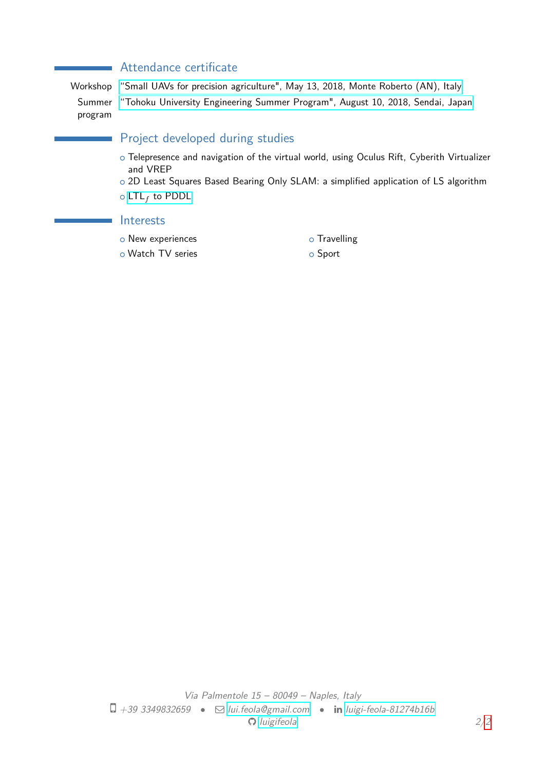## Attendance certificate

Workshop “Small UAVs for precision agriculture", May 13, 2018, Monte Roberto (AN), Italy

Summer program “Tohoku University Engineering Summer Program", August 10, 2018, Sendai, Japan

## Project developed during studies

- Telepresence and navigation of the virtual world, using Oculus Rift, Cyberith Virtualizer and VREP
- 2D Least Squares Based Bearing Only SLAM: a simplified application of LS algorithm
- $LTL_f$ to PDDL

## Interests

- New experiences
- Travelling
- Watch TV series
- Sport

*Via Palmentole 15 – 80049 – Naples, Italy*

*+39 3349832659* • *lui.feola@gmail.com* • *luigi-feola-81274b16b*

*luigifeola*